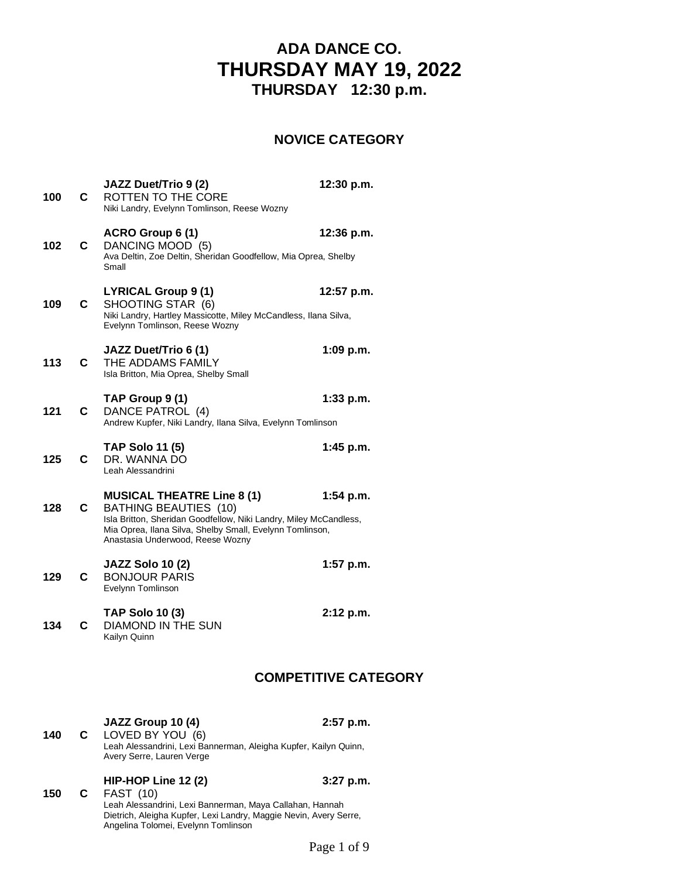# ADA DANCE CO.
# THURSDAY MAY 19, 2022
## THURSDAY 12:30 p.m.

### NOVICE CATEGORY

| No. | | Entry | Time |
|---|---|---|---|
| 100 | C | **JAZZ Duet/Trio 9 (2)**<br>ROTTEN TO THE CORE<br>Niki Landry, Evelynn Tomlinson, Reese Wozny | **12:30 p.m.** |
| 102 | C | **ACRO Group 6 (1)**<br>DANCING MOOD (5)<br>Ava Deltin, Zoe Deltin, Sheridan Goodfellow, Mia Oprea, Shelby Small | **12:36 p.m.** |
| 109 | C | **LYRICAL Group 9 (1)**<br>SHOOTING STAR (6)<br>Niki Landry, Hartley Massicotte, Miley McCandless, Ilana Silva, Evelynn Tomlinson, Reese Wozny | **12:57 p.m.** |
| 113 | C | **JAZZ Duet/Trio 6 (1)**<br>THE ADDAMS FAMILY<br>Isla Britton, Mia Oprea, Shelby Small | **1:09 p.m.** |
| 121 | C | **TAP Group 9 (1)**<br>DANCE PATROL (4)<br>Andrew Kupfer, Niki Landry, Ilana Silva, Evelynn Tomlinson | **1:33 p.m.** |
| 125 | C | **TAP Solo 11 (5)**<br>DR. WANNA DO<br>Leah Alessandrini | **1:45 p.m.** |
| 128 | C | **MUSICAL THEATRE Line 8 (1)**<br>BATHING BEAUTIES (10)<br>Isla Britton, Sheridan Goodfellow, Niki Landry, Miley McCandless, Mia Oprea, Ilana Silva, Shelby Small, Evelynn Tomlinson, Anastasia Underwood, Reese Wozny | **1:54 p.m.** |
| 129 | C | **JAZZ Solo 10 (2)**<br>BONJOUR PARIS<br>Evelynn Tomlinson | **1:57 p.m.** |
| 134 | C | **TAP Solo 10 (3)**<br>DIAMOND IN THE SUN<br>Kailyn Quinn | **2:12 p.m.** |

### COMPETITIVE CATEGORY

| No. | | Entry | Time |
|---|---|---|---|
| 140 | C | **JAZZ Group 10 (4)**<br>LOVED BY YOU (6)<br>Leah Alessandrini, Lexi Bannerman, Aleigha Kupfer, Kailyn Quinn, Avery Serre, Lauren Verge | **2:57 p.m.** |
| 150 | C | **HIP-HOP Line 12 (2)**<br>FAST (10)<br>Leah Alessandrini, Lexi Bannerman, Maya Callahan, Hannah Dietrich, Aleigha Kupfer, Lexi Landry, Maggie Nevin, Avery Serre, Angelina Tolomei, Evelynn Tomlinson | **3:27 p.m.** |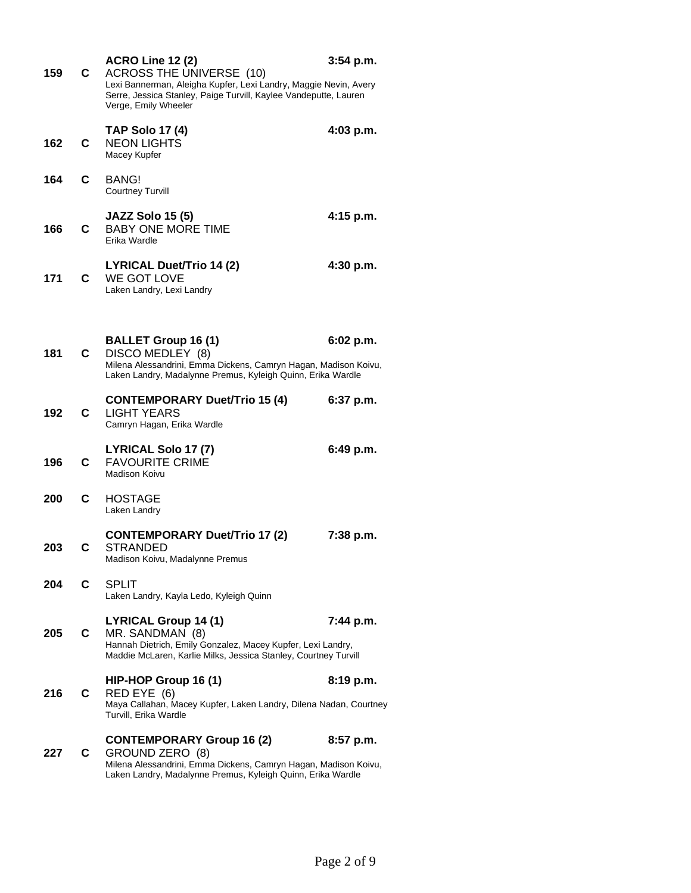| | | | |
|---|---|---|---|
| | | **ACRO Line 12 (2)** | **3:54 p.m.** |
| **159** | **C** | ACROSS THE UNIVERSE (10)<br>Lexi Bannerman, Aleigha Kupfer, Lexi Landry, Maggie Nevin, Avery Serre, Jessica Stanley, Paige Turvill, Kaylee Vandeputte, Lauren Verge, Emily Wheeler | |
| | | **TAP Solo 17 (4)** | **4:03 p.m.** |
| **162** | **C** | NEON LIGHTS<br>Macey Kupfer | |
| **164** | **C** | BANG!<br>Courtney Turvill | |
| | | **JAZZ Solo 15 (5)** | **4:15 p.m.** |
| **166** | **C** | BABY ONE MORE TIME<br>Erika Wardle | |
| | | **LYRICAL Duet/Trio 14 (2)** | **4:30 p.m.** |
| **171** | **C** | WE GOT LOVE<br>Laken Landry, Lexi Landry | |
| | | **BALLET Group 16 (1)** | **6:02 p.m.** |
| **181** | **C** | DISCO MEDLEY (8)<br>Milena Alessandrini, Emma Dickens, Camryn Hagan, Madison Koivu, Laken Landry, Madalynne Premus, Kyleigh Quinn, Erika Wardle | |
| | | **CONTEMPORARY Duet/Trio 15 (4)** | **6:37 p.m.** |
| **192** | **C** | LIGHT YEARS<br>Camryn Hagan, Erika Wardle | |
| | | **LYRICAL Solo 17 (7)** | **6:49 p.m.** |
| **196** | **C** | FAVOURITE CRIME<br>Madison Koivu | |
| **200** | **C** | HOSTAGE<br>Laken Landry | |
| | | **CONTEMPORARY Duet/Trio 17 (2)** | **7:38 p.m.** |
| **203** | **C** | STRANDED<br>Madison Koivu, Madalynne Premus | |
| **204** | **C** | SPLIT<br>Laken Landry, Kayla Ledo, Kyleigh Quinn | |
| | | **LYRICAL Group 14 (1)** | **7:44 p.m.** |
| **205** | **C** | MR. SANDMAN (8)<br>Hannah Dietrich, Emily Gonzalez, Macey Kupfer, Lexi Landry, Maddie McLaren, Karlie Milks, Jessica Stanley, Courtney Turvill | |
| | | **HIP-HOP Group 16 (1)** | **8:19 p.m.** |
| **216** | **C** | RED EYE (6)<br>Maya Callahan, Macey Kupfer, Laken Landry, Dilena Nadan, Courtney Turvill, Erika Wardle | |
| | | **CONTEMPORARY Group 16 (2)** | **8:57 p.m.** |
| **227** | **C** | GROUND ZERO (8)<br>Milena Alessandrini, Emma Dickens, Camryn Hagan, Madison Koivu, Laken Landry, Madalynne Premus, Kyleigh Quinn, Erika Wardle | |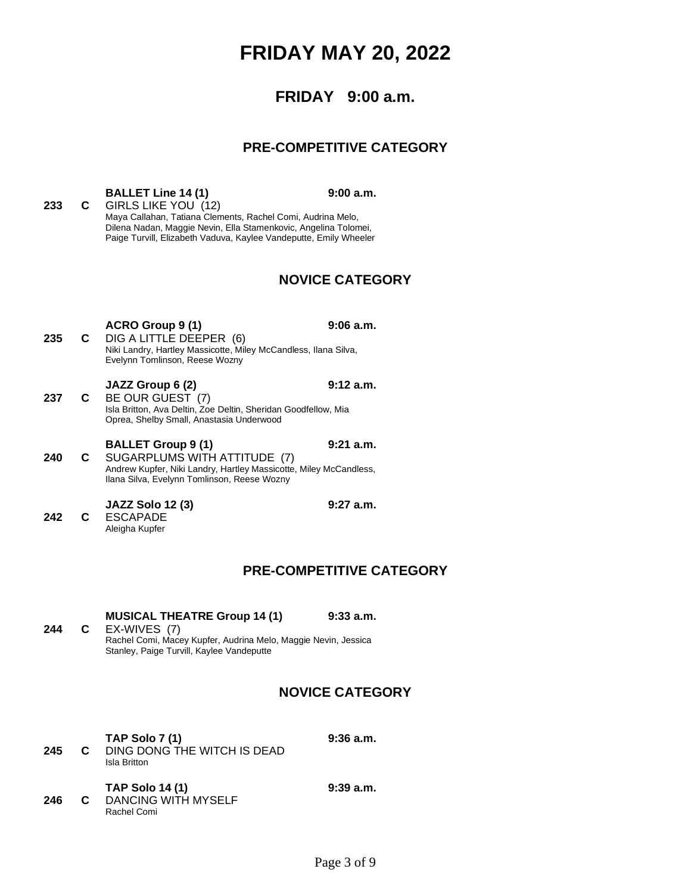# FRIDAY MAY 20, 2022

## FRIDAY 9:00 a.m.

### PRE-COMPETITIVE CATEGORY

**BALLET Line 14 (1)** **9:00 a.m.**

**233** **C** GIRLS LIKE YOU (12)
Maya Callahan, Tatiana Clements, Rachel Comi, Audrina Melo, Dilena Nadan, Maggie Nevin, Ella Stamenkovic, Angelina Tolomei, Paige Turvill, Elizabeth Vaduva, Kaylee Vandeputte, Emily Wheeler

### NOVICE CATEGORY

**ACRO Group 9 (1)** **9:06 a.m.**

**235** **C** DIG A LITTLE DEEPER (6)
Niki Landry, Hartley Massicotte, Miley McCandless, Ilana Silva, Evelynn Tomlinson, Reese Wozny

**JAZZ Group 6 (2)** **9:12 a.m.**

**237** **C** BE OUR GUEST (7)
Isla Britton, Ava Deltin, Zoe Deltin, Sheridan Goodfellow, Mia Oprea, Shelby Small, Anastasia Underwood

**BALLET Group 9 (1)** **9:21 a.m.**

**240** **C** SUGARPLUMS WITH ATTITUDE (7)
Andrew Kupfer, Niki Landry, Hartley Massicotte, Miley McCandless, Ilana Silva, Evelynn Tomlinson, Reese Wozny

**JAZZ Solo 12 (3)** **9:27 a.m.**

**242** **C** ESCAPADE
Aleigha Kupfer

### PRE-COMPETITIVE CATEGORY

**MUSICAL THEATRE Group 14 (1)** **9:33 a.m.**

**244** **C** EX-WIVES (7)
Rachel Comi, Macey Kupfer, Audrina Melo, Maggie Nevin, Jessica Stanley, Paige Turvill, Kaylee Vandeputte

### NOVICE CATEGORY

**TAP Solo 7 (1)** **9:36 a.m.**

**245** **C** DING DONG THE WITCH IS DEAD
Isla Britton

**TAP Solo 14 (1)** **9:39 a.m.**

**246** **C** DANCING WITH MYSELF
Rachel Comi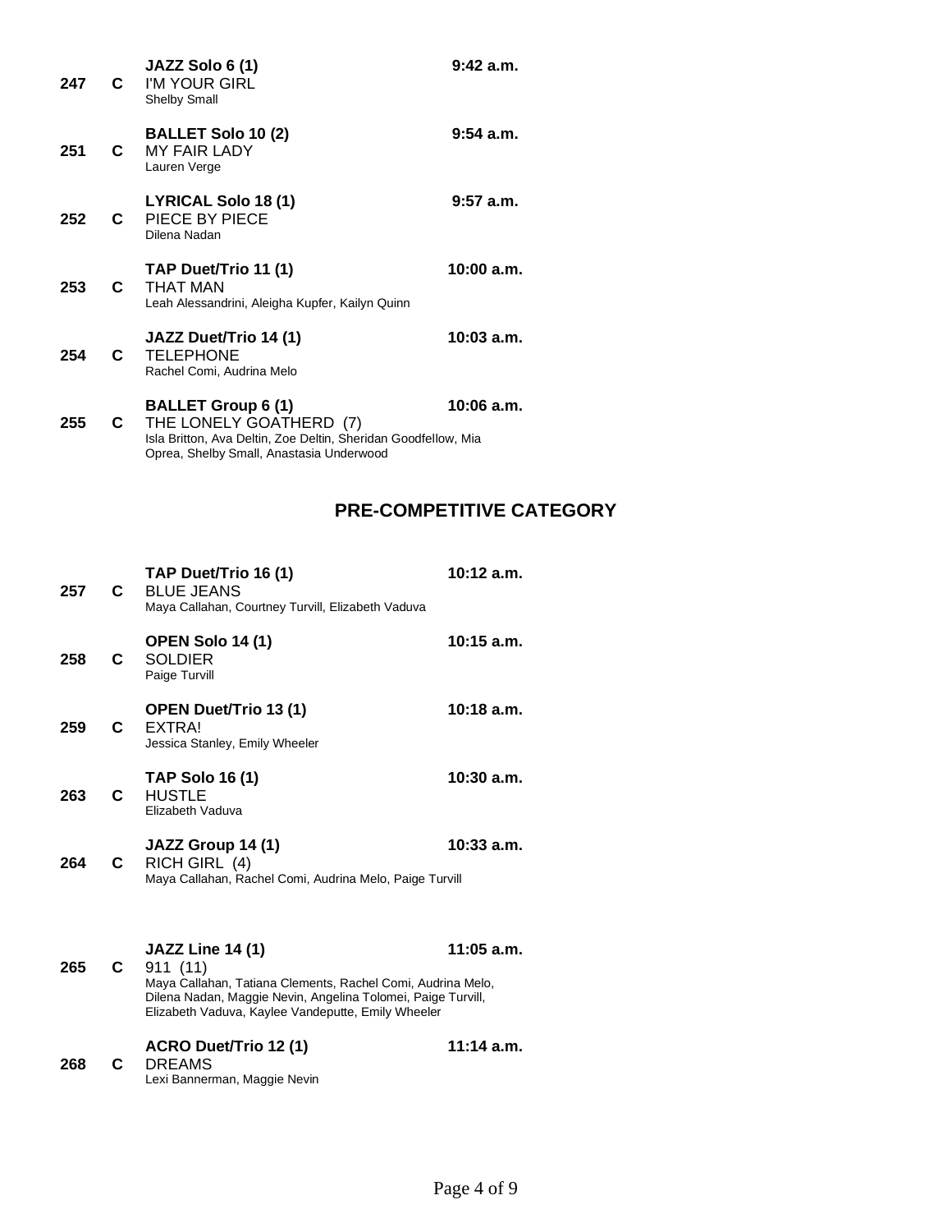**247** **C** **JAZZ Solo 6 (1)** **9:42 a.m.**
I'M YOUR GIRL
Shelby Small

**251** **C** **BALLET Solo 10 (2)** **9:54 a.m.**
MY FAIR LADY
Lauren Verge

**252** **C** **LYRICAL Solo 18 (1)** **9:57 a.m.**
PIECE BY PIECE
Dilena Nadan

**253** **C** **TAP Duet/Trio 11 (1)** **10:00 a.m.**
THAT MAN
Leah Alessandrini, Aleigha Kupfer, Kailyn Quinn

**254** **C** **JAZZ Duet/Trio 14 (1)** **10:03 a.m.**
TELEPHONE
Rachel Comi, Audrina Melo

**255** **C** **BALLET Group 6 (1)** **10:06 a.m.**
THE LONELY GOATHERD (7)
Isla Britton, Ava Deltin, Zoe Deltin, Sheridan Goodfellow, Mia Oprea, Shelby Small, Anastasia Underwood

## PRE-COMPETITIVE CATEGORY

**257** **C** **TAP Duet/Trio 16 (1)** **10:12 a.m.**
BLUE JEANS
Maya Callahan, Courtney Turvill, Elizabeth Vaduva

**258** **C** **OPEN Solo 14 (1)** **10:15 a.m.**
SOLDIER
Paige Turvill

**259** **C** **OPEN Duet/Trio 13 (1)** **10:18 a.m.**
EXTRA!
Jessica Stanley, Emily Wheeler

**263** **C** **TAP Solo 16 (1)** **10:30 a.m.**
HUSTLE
Elizabeth Vaduva

**264** **C** **JAZZ Group 14 (1)** **10:33 a.m.**
RICH GIRL (4)
Maya Callahan, Rachel Comi, Audrina Melo, Paige Turvill

**265** **C** **JAZZ Line 14 (1)** **11:05 a.m.**
911 (11)
Maya Callahan, Tatiana Clements, Rachel Comi, Audrina Melo, Dilena Nadan, Maggie Nevin, Angelina Tolomei, Paige Turvill, Elizabeth Vaduva, Kaylee Vandeputte, Emily Wheeler

**268** **C** **ACRO Duet/Trio 12 (1)** **11:14 a.m.**
DREAMS
Lexi Bannerman, Maggie Nevin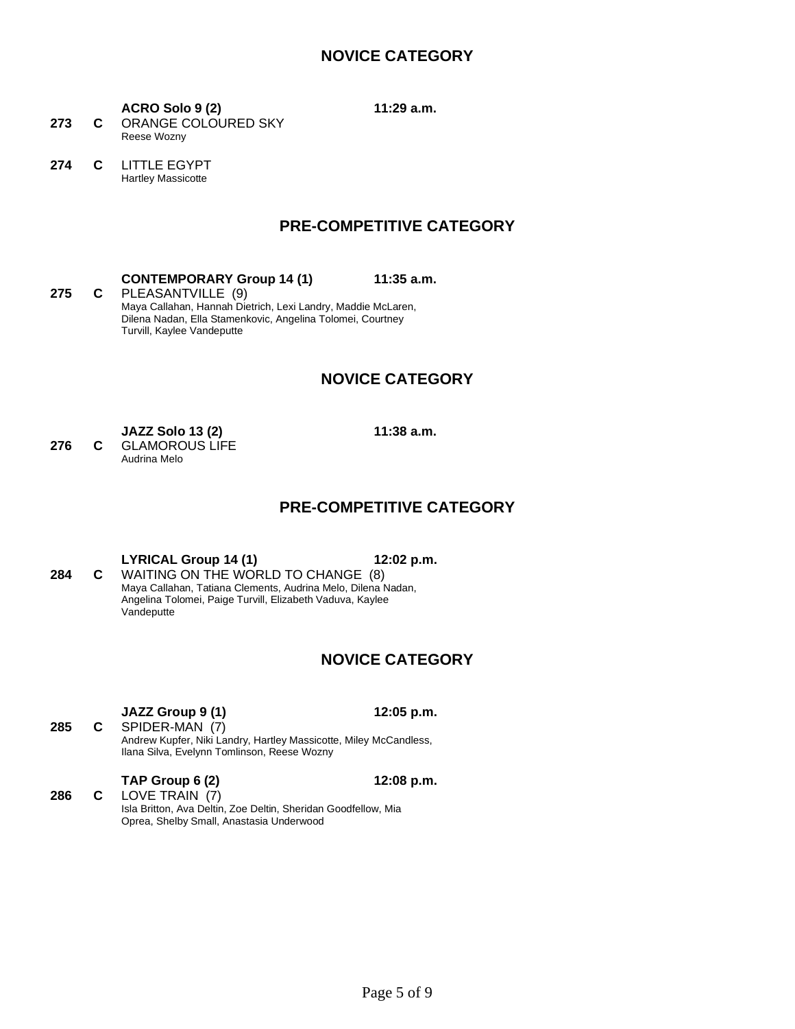## NOVICE CATEGORY

**ACRO Solo 9 (2)** **11:29 a.m.**

**273** **C** ORANGE COLOURED SKY
Reese Wozny

**274** **C** LITTLE EGYPT
Hartley Massicotte

## PRE-COMPETITIVE CATEGORY

**CONTEMPORARY Group 14 (1)** **11:35 a.m.**

**275** **C** PLEASANTVILLE (9)
Maya Callahan, Hannah Dietrich, Lexi Landry, Maddie McLaren, Dilena Nadan, Ella Stamenkovic, Angelina Tolomei, Courtney Turvill, Kaylee Vandeputte

## NOVICE CATEGORY

**JAZZ Solo 13 (2)** **11:38 a.m.**

**276** **C** GLAMOROUS LIFE
Audrina Melo

## PRE-COMPETITIVE CATEGORY

**LYRICAL Group 14 (1)** **12:02 p.m.**

**284** **C** WAITING ON THE WORLD TO CHANGE (8)
Maya Callahan, Tatiana Clements, Audrina Melo, Dilena Nadan, Angelina Tolomei, Paige Turvill, Elizabeth Vaduva, Kaylee Vandeputte

## NOVICE CATEGORY

**JAZZ Group 9 (1)** **12:05 p.m.**

**285** **C** SPIDER-MAN (7)
Andrew Kupfer, Niki Landry, Hartley Massicotte, Miley McCandless, Ilana Silva, Evelynn Tomlinson, Reese Wozny

**TAP Group 6 (2)** **12:08 p.m.**

**286** **C** LOVE TRAIN (7)
Isla Britton, Ava Deltin, Zoe Deltin, Sheridan Goodfellow, Mia Oprea, Shelby Small, Anastasia Underwood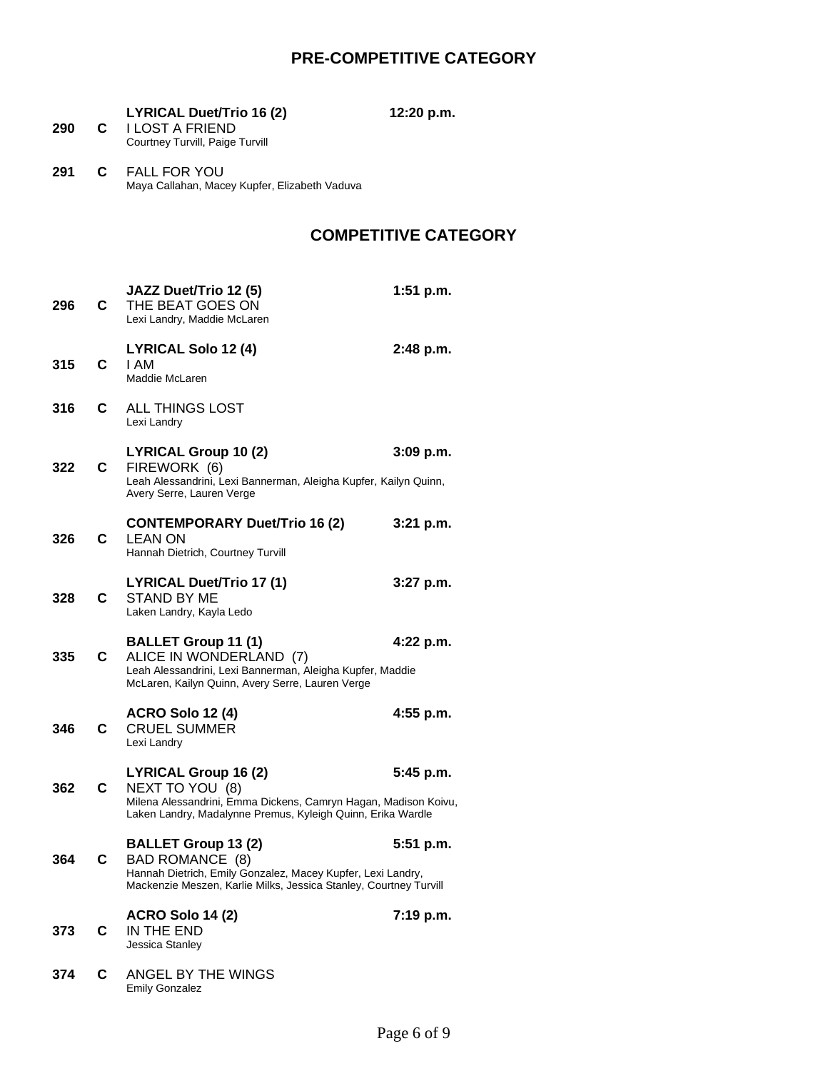## PRE-COMPETITIVE CATEGORY

**LYRICAL Duet/Trio 16 (2)** **12:20 p.m.**

**290** **C** I LOST A FRIEND
Courtney Turvill, Paige Turvill

**291** **C** FALL FOR YOU
Maya Callahan, Macey Kupfer, Elizabeth Vaduva

## COMPETITIVE CATEGORY

**JAZZ Duet/Trio 12 (5)** **1:51 p.m.**

**296** **C** THE BEAT GOES ON
Lexi Landry, Maddie McLaren

**LYRICAL Solo 12 (4)** **2:48 p.m.**

**315** **C** I AM
Maddie McLaren

**316** **C** ALL THINGS LOST
Lexi Landry

**LYRICAL Group 10 (2)** **3:09 p.m.**

**322** **C** FIREWORK (6)
Leah Alessandrini, Lexi Bannerman, Aleigha Kupfer, Kailyn Quinn, Avery Serre, Lauren Verge

**CONTEMPORARY Duet/Trio 16 (2)** **3:21 p.m.**

**326** **C** LEAN ON
Hannah Dietrich, Courtney Turvill

**LYRICAL Duet/Trio 17 (1)** **3:27 p.m.**

**328** **C** STAND BY ME
Laken Landry, Kayla Ledo

**BALLET Group 11 (1)** **4:22 p.m.**

**335** **C** ALICE IN WONDERLAND (7)
Leah Alessandrini, Lexi Bannerman, Aleigha Kupfer, Maddie McLaren, Kailyn Quinn, Avery Serre, Lauren Verge

**ACRO Solo 12 (4)** **4:55 p.m.**

**346** **C** CRUEL SUMMER
Lexi Landry

**LYRICAL Group 16 (2)** **5:45 p.m.**

**362** **C** NEXT TO YOU (8)
Milena Alessandrini, Emma Dickens, Camryn Hagan, Madison Koivu, Laken Landry, Madalynne Premus, Kyleigh Quinn, Erika Wardle

**BALLET Group 13 (2)** **5:51 p.m.**

**364** **C** BAD ROMANCE (8)
Hannah Dietrich, Emily Gonzalez, Macey Kupfer, Lexi Landry, Mackenzie Meszen, Karlie Milks, Jessica Stanley, Courtney Turvill

**ACRO Solo 14 (2)** **7:19 p.m.**

**373** **C** IN THE END
Jessica Stanley

**374** **C** ANGEL BY THE WINGS
Emily Gonzalez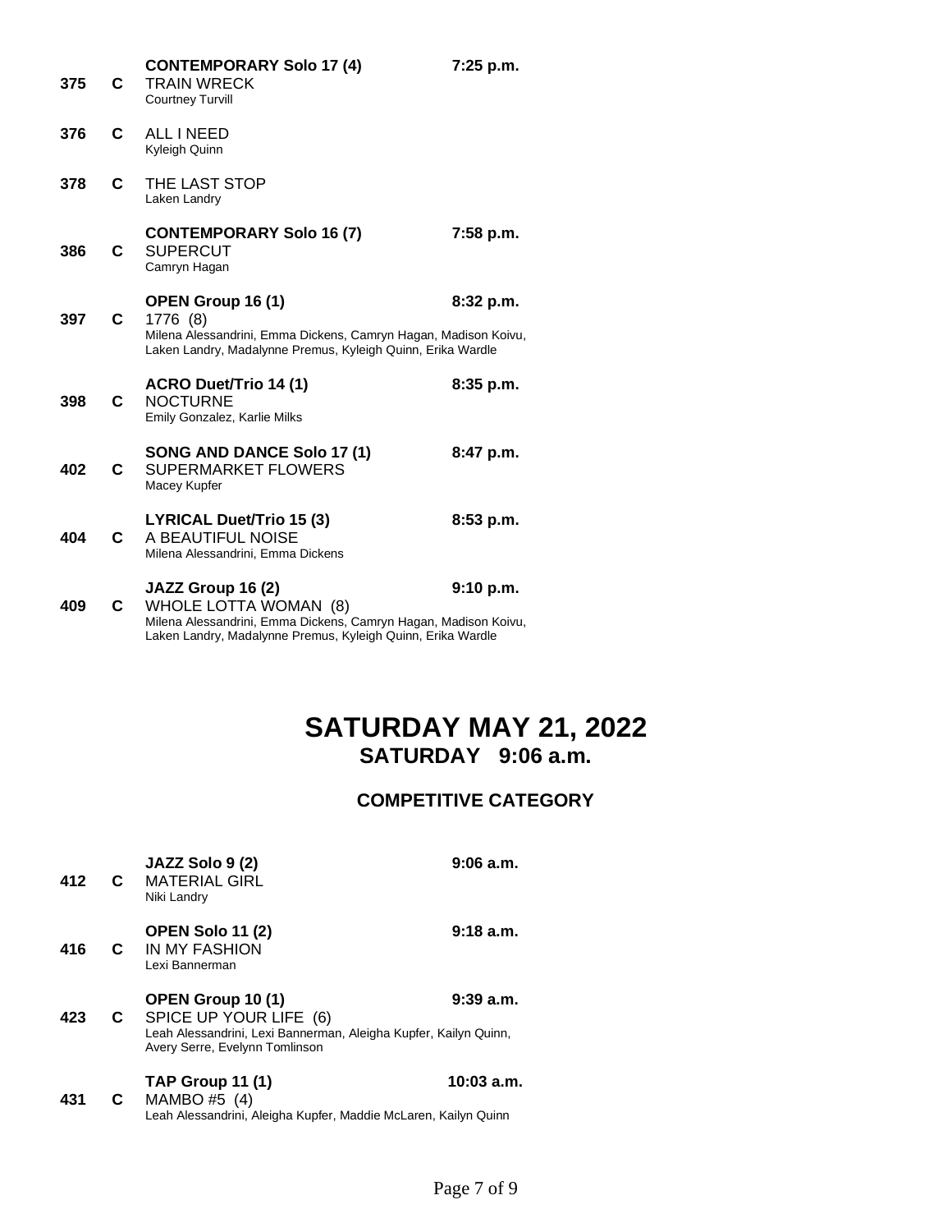**375 C** **CONTEMPORARY Solo 17 (4)** **7:25 p.m.**
TRAIN WRECK
Courtney Turvill

**376 C** ALL I NEED
Kyleigh Quinn

**378 C** THE LAST STOP
Laken Landry

**386 C** **CONTEMPORARY Solo 16 (7)** **7:58 p.m.**
SUPERCUT
Camryn Hagan

**397 C** **OPEN Group 16 (1)** **8:32 p.m.**
1776 (8)
Milena Alessandrini, Emma Dickens, Camryn Hagan, Madison Koivu, Laken Landry, Madalynne Premus, Kyleigh Quinn, Erika Wardle

**398 C** **ACRO Duet/Trio 14 (1)** **8:35 p.m.**
NOCTURNE
Emily Gonzalez, Karlie Milks

**402 C** **SONG AND DANCE Solo 17 (1)** **8:47 p.m.**
SUPERMARKET FLOWERS
Macey Kupfer

**404 C** **LYRICAL Duet/Trio 15 (3)** **8:53 p.m.**
A BEAUTIFUL NOISE
Milena Alessandrini, Emma Dickens

**409 C** **JAZZ Group 16 (2)** **9:10 p.m.**
WHOLE LOTTA WOMAN (8)
Milena Alessandrini, Emma Dickens, Camryn Hagan, Madison Koivu, Laken Landry, Madalynne Premus, Kyleigh Quinn, Erika Wardle

# SATURDAY MAY 21, 2022

## SATURDAY 9:06 a.m.

### COMPETITIVE CATEGORY

**412 C** **JAZZ Solo 9 (2)** **9:06 a.m.**
MATERIAL GIRL
Niki Landry

**416 C** **OPEN Solo 11 (2)** **9:18 a.m.**
IN MY FASHION
Lexi Bannerman

**423 C** **OPEN Group 10 (1)** **9:39 a.m.**
SPICE UP YOUR LIFE (6)
Leah Alessandrini, Lexi Bannerman, Aleigha Kupfer, Kailyn Quinn, Avery Serre, Evelynn Tomlinson

**431 C** **TAP Group 11 (1)** **10:03 a.m.**
MAMBO #5 (4)
Leah Alessandrini, Aleigha Kupfer, Maddie McLaren, Kailyn Quinn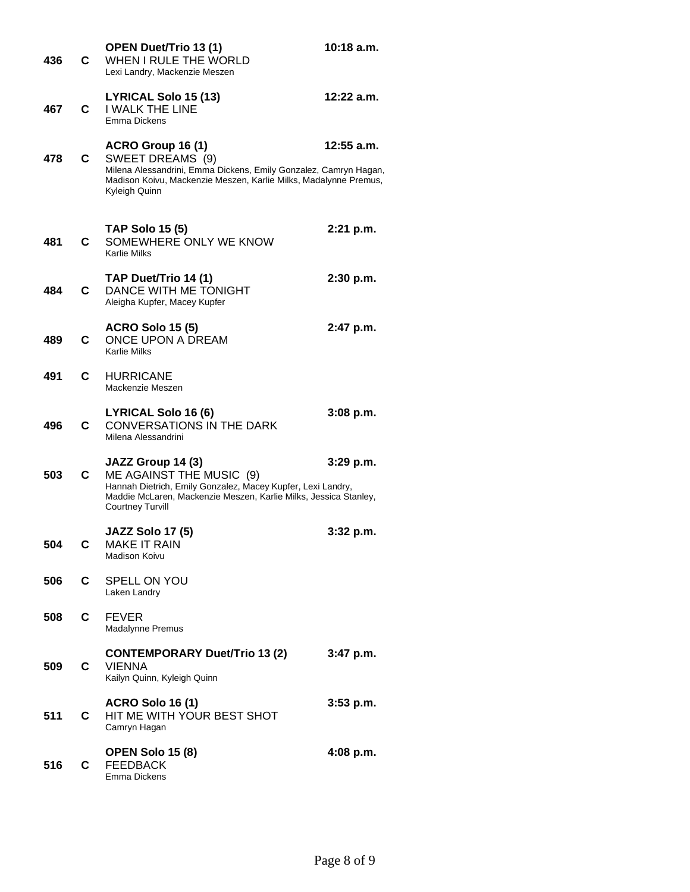| | | | |
|---|---|---|---|
| | | **OPEN Duet/Trio 13 (1)** | **10:18 a.m.** |
| **436** | **C** | WHEN I RULE THE WORLD<br>Lexi Landry, Mackenzie Meszen | |
| | | **LYRICAL Solo 15 (13)** | **12:22 a.m.** |
| **467** | **C** | I WALK THE LINE<br>Emma Dickens | |
| | | **ACRO Group 16 (1)** | **12:55 a.m.** |
| **478** | **C** | SWEET DREAMS (9)<br>Milena Alessandrini, Emma Dickens, Emily Gonzalez, Camryn Hagan, Madison Koivu, Mackenzie Meszen, Karlie Milks, Madalynne Premus, Kyleigh Quinn | |
| | | **TAP Solo 15 (5)** | **2:21 p.m.** |
| **481** | **C** | SOMEWHERE ONLY WE KNOW<br>Karlie Milks | |
| | | **TAP Duet/Trio 14 (1)** | **2:30 p.m.** |
| **484** | **C** | DANCE WITH ME TONIGHT<br>Aleigha Kupfer, Macey Kupfer | |
| | | **ACRO Solo 15 (5)** | **2:47 p.m.** |
| **489** | **C** | ONCE UPON A DREAM<br>Karlie Milks | |
| **491** | **C** | HURRICANE<br>Mackenzie Meszen | |
| | | **LYRICAL Solo 16 (6)** | **3:08 p.m.** |
| **496** | **C** | CONVERSATIONS IN THE DARK<br>Milena Alessandrini | |
| | | **JAZZ Group 14 (3)** | **3:29 p.m.** |
| **503** | **C** | ME AGAINST THE MUSIC (9)<br>Hannah Dietrich, Emily Gonzalez, Macey Kupfer, Lexi Landry, Maddie McLaren, Mackenzie Meszen, Karlie Milks, Jessica Stanley, Courtney Turvill | |
| | | **JAZZ Solo 17 (5)** | **3:32 p.m.** |
| **504** | **C** | MAKE IT RAIN<br>Madison Koivu | |
| **506** | **C** | SPELL ON YOU<br>Laken Landry | |
| **508** | **C** | FEVER<br>Madalynne Premus | |
| | | **CONTEMPORARY Duet/Trio 13 (2)** | **3:47 p.m.** |
| **509** | **C** | VIENNA<br>Kailyn Quinn, Kyleigh Quinn | |
| | | **ACRO Solo 16 (1)** | **3:53 p.m.** |
| **511** | **C** | HIT ME WITH YOUR BEST SHOT<br>Camryn Hagan | |
| | | **OPEN Solo 15 (8)** | **4:08 p.m.** |
| **516** | **C** | FEEDBACK<br>Emma Dickens | |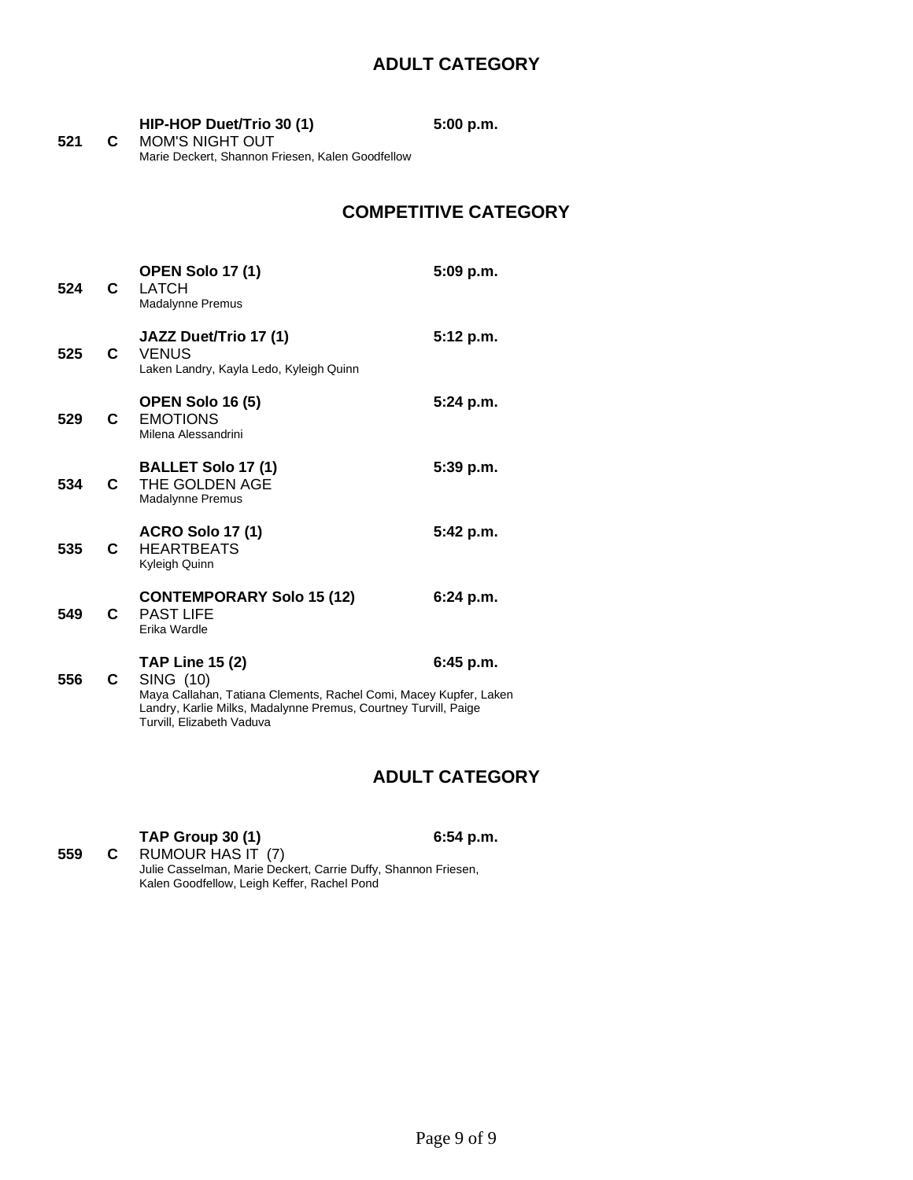## ADULT CATEGORY

**HIP-HOP Duet/Trio 30 (1)** **5:00 p.m.**

**521** **C** MOM'S NIGHT OUT
Marie Deckert, Shannon Friesen, Kalen Goodfellow

## COMPETITIVE CATEGORY

**OPEN Solo 17 (1)** **5:09 p.m.**

**524** **C** LATCH
Madalynne Premus

**JAZZ Duet/Trio 17 (1)** **5:12 p.m.**

**525** **C** VENUS
Laken Landry, Kayla Ledo, Kyleigh Quinn

**OPEN Solo 16 (5)** **5:24 p.m.**

**529** **C** EMOTIONS
Milena Alessandrini

**BALLET Solo 17 (1)** **5:39 p.m.**

**534** **C** THE GOLDEN AGE
Madalynne Premus

**ACRO Solo 17 (1)** **5:42 p.m.**

**535** **C** HEARTBEATS
Kyleigh Quinn

**CONTEMPORARY Solo 15 (12)** **6:24 p.m.**

**549** **C** PAST LIFE
Erika Wardle

**TAP Line 15 (2)** **6:45 p.m.**

**556** **C** SING (10)
Maya Callahan, Tatiana Clements, Rachel Comi, Macey Kupfer, Laken Landry, Karlie Milks, Madalynne Premus, Courtney Turvill, Paige Turvill, Elizabeth Vaduva

## ADULT CATEGORY

**TAP Group 30 (1)** **6:54 p.m.**

**559** **C** RUMOUR HAS IT (7)
Julie Casselman, Marie Deckert, Carrie Duffy, Shannon Friesen, Kalen Goodfellow, Leigh Keffer, Rachel Pond